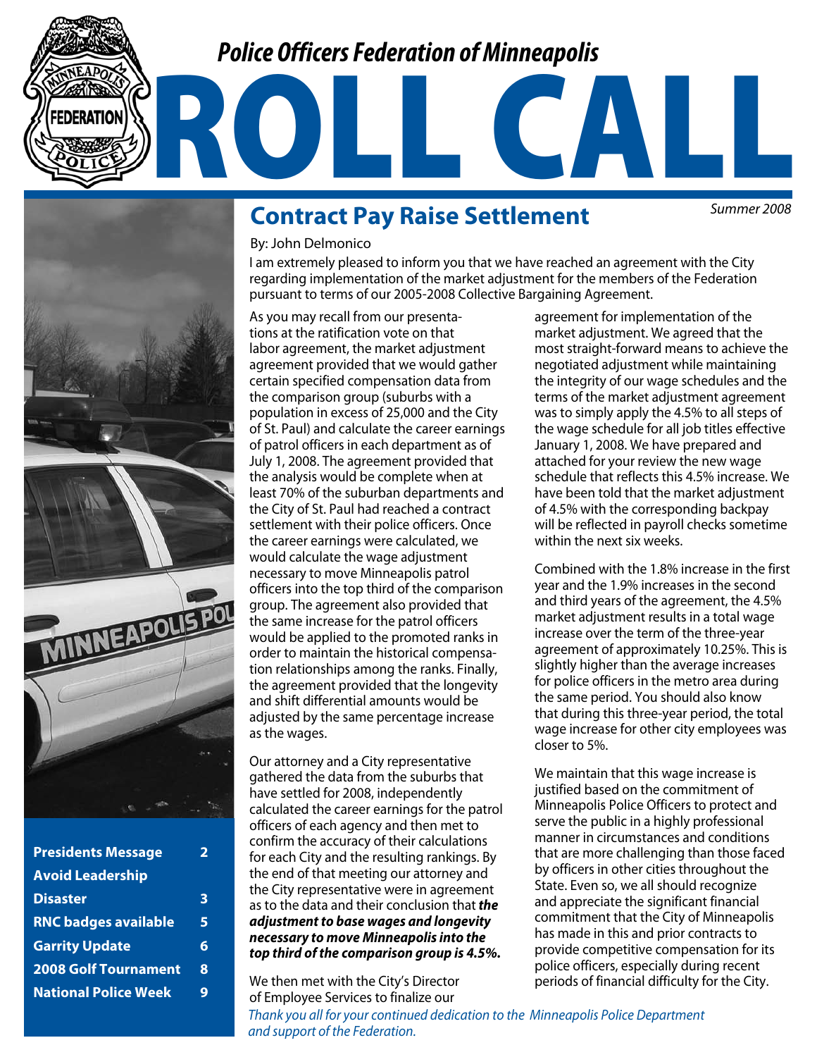Police Officers Federation of Minneapolis

# ROLL CALL

Summer 2008

## Contract Pay Raise Settlement

By: John Delmonico

I am extremely pleased to inform you that we have reached an agreement with the City regarding implementation of the market adjustment for the members of the Federation pursuant to terms of our 2005-2008 Collective Bargaining Agreement.

As you may recall from our presentations at the ratification vote on that labor agreement, the market adjustment agreement provided that we would gather certain specified compensation data from the comparison group (suburbs with a population in excess of 25,000 and the City of St. Paul) and calculate the career earnings of patrol officers in each department as of July 1, 2008. The agreement provided that the analysis would be complete when at least 70% of the suburban departments and the City of St. Paul had reached a contract settlement with their police officers. Once the career earnings were calculated, we would calculate the wage adjustment necessary to move Minneapolis patrol officers into the top third of the comparison group. The agreement also provided that the same increase for the patrol officers would be applied to the promoted ranks in order to maintain the historical compensation relationships among the ranks. Finally, the agreement provided that the longevity and shift differential amounts would be adjusted by the same percentage increase as the wages.

Our attorney and a City representative gathered the data from the suburbs that have settled for 2008, independently calculated the career earnings for the patrol officers of each agency and then met to confirm the accuracy of their calculations for each City and the resulting rankings. By the end of that meeting our attorney and the City representative were in agreement as to the data and their conclusion that ***the adjustment to base wages and longevity necessary to move Minneapolis into the top third of the comparison group is 4.5%.***

We then met with the City's Director of Employee Services to finalize our agreement for implementation of the market adjustment. We agreed that the most straight-forward means to achieve the negotiated adjustment while maintaining the integrity of our wage schedules and the terms of the market adjustment agreement was to simply apply the 4.5% to all steps of the wage schedule for all job titles effective January 1, 2008. We have prepared and attached for your review the new wage schedule that reflects this 4.5% increase. We have been told that the market adjustment of 4.5% with the corresponding backpay will be reflected in payroll checks sometime within the next six weeks.

Combined with the 1.8% increase in the first year and the 1.9% increases in the second and third years of the agreement, the 4.5% market adjustment results in a total wage increase over the term of the three-year agreement of approximately 10.25%. This is slightly higher than the average increases for police officers in the metro area during the same period. You should also know that during this three-year period, the total wage increase for other city employees was closer to 5%.

We maintain that this wage increase is justified based on the commitment of Minneapolis Police Officers to protect and serve the public in a highly professional manner in circumstances and conditions that are more challenging than those faced by officers in other cities throughout the State. Even so, we all should recognize and appreciate the significant financial commitment that the City of Minneapolis has made in this and prior contracts to provide competitive compensation for its police officers, especially during recent periods of financial difficulty for the City.

*Thank you all for your continued dedication to the Minneapolis Police Department and support of the Federation.*

| | |
|---|---|
| **Presidents Message** | **2** |
| **Avoid Leadership Disaster** | **3** |
| **RNC badges available** | **5** |
| **Garrity Update** | **6** |
| **2008 Golf Tournament** | **8** |
| **National Police Week** | **9** |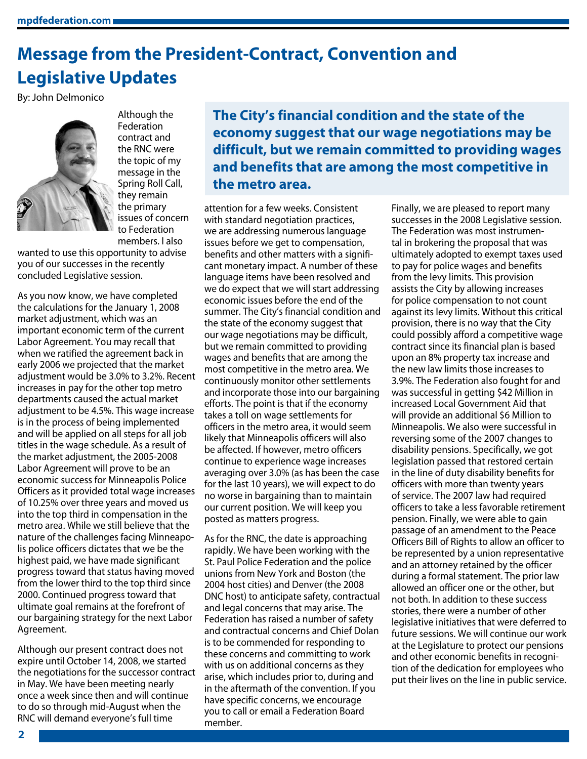# Message from the President-Contract, Convention and Legislative Updates

By: John Delmonico

Although the Federation contract and the RNC were the topic of my message in the Spring Roll Call, they remain the primary issues of concern to Federation members. I also wanted to use this opportunity to advise you of our successes in the recently concluded Legislative session.

As you now know, we have completed the calculations for the January 1, 2008 market adjustment, which was an important economic term of the current Labor Agreement. You may recall that when we ratified the agreement back in early 2006 we projected that the market adjustment would be 3.0% to 3.2%. Recent increases in pay for the other top metro departments caused the actual market adjustment to be 4.5%. This wage increase is in the process of being implemented and will be applied on all steps for all job titles in the wage schedule. As a result of the market adjustment, the 2005-2008 Labor Agreement will prove to be an economic success for Minneapolis Police Officers as it provided total wage increases of 10.25% over three years and moved us into the top third in compensation in the metro area. While we still believe that the nature of the challenges facing Minneapolis police officers dictates that we be the highest paid, we have made significant progress toward that status having moved from the lower third to the top third since 2000. Continued progress toward that ultimate goal remains at the forefront of our bargaining strategy for the next Labor Agreement.

Although our present contract does not expire until October 14, 2008, we started the negotiations for the successor contract in May. We have been meeting nearly once a week since then and will continue to do so through mid-August when the RNC will demand everyone's full time attention for a few weeks. Consistent with standard negotiation practices, we are addressing numerous language issues before we get to compensation, benefits and other matters with a significant monetary impact. A number of these language items have been resolved and we do expect that we will start addressing economic issues before the end of the summer. The City's financial condition and the state of the economy suggest that our wage negotiations may be difficult, but we remain committed to providing wages and benefits that are among the most competitive in the metro area. We continuously monitor other settlements and incorporate those into our bargaining efforts. The point is that if the economy takes a toll on wage settlements for officers in the metro area, it would seem likely that Minneapolis officers will also be affected. If however, metro officers continue to experience wage increases averaging over 3.0% (as has been the case for the last 10 years), we will expect to do no worse in bargaining than to maintain our current position. We will keep you posted as matters progress.

> **The City's financial condition and the state of the economy suggest that our wage negotiations may be difficult, but we remain committed to providing wages and benefits that are among the most competitive in the metro area.**

As for the RNC, the date is approaching rapidly. We have been working with the St. Paul Police Federation and the police unions from New York and Boston (the 2004 host cities) and Denver (the 2008 DNC host) to anticipate safety, contractual and legal concerns that may arise. The Federation has raised a number of safety and contractual concerns and Chief Dolan is to be commended for responding to these concerns and committing to work with us on additional concerns as they arise, which includes prior to, during and in the aftermath of the convention. If you have specific concerns, we encourage you to call or email a Federation Board member.

Finally, we are pleased to report many successes in the 2008 Legislative session. The Federation was most instrumental in brokering the proposal that was ultimately adopted to exempt taxes used to pay for police wages and benefits from the levy limits. This provision assists the City by allowing increases for police compensation to not count against its levy limits. Without this critical provision, there is no way that the City could possibly afford a competitive wage contract since its financial plan is based upon an 8% property tax increase and the new law limits those increases to 3.9%. The Federation also fought for and was successful in getting $42 Million in increased Local Government Aid that will provide an additional $6 Million to Minneapolis. We also were successful in reversing some of the 2007 changes to disability pensions. Specifically, we got legislation passed that restored certain in the line of duty disability benefits for officers with more than twenty years of service. The 2007 law had required officers to take a less favorable retirement pension. Finally, we were able to gain passage of an amendment to the Peace Officers Bill of Rights to allow an officer to be represented by a union representative and an attorney retained by the officer during a formal statement. The prior law allowed an officer one or the other, but not both. In addition to these success stories, there were a number of other legislative initiatives that were deferred to future sessions. We will continue our work at the Legislature to protect our pensions and other economic benefits in recognition of the dedication for employees who put their lives on the line in public service.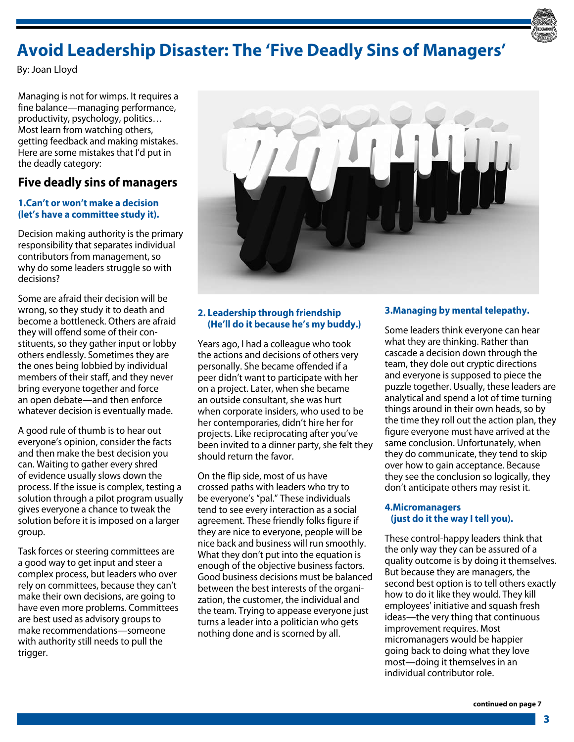# Avoid Leadership Disaster: The 'Five Deadly Sins of Managers'

By: Joan Lloyd

Managing is not for wimps. It requires a fine balance—managing performance, productivity, psychology, politics… Most learn from watching others, getting feedback and making mistakes. Here are some mistakes that I'd put in the deadly category:

## Five deadly sins of managers

### 1. Can't or won't make a decision (let's have a committee study it).

Decision making authority is the primary responsibility that separates individual contributors from management, so why do some leaders struggle so with decisions?

Some are afraid their decision will be wrong, so they study it to death and become a bottleneck. Others are afraid they will offend some of their constituents, so they gather input or lobby others endlessly. Sometimes they are the ones being lobbied by individual members of their staff, and they never bring everyone together and force an open debate—and then enforce whatever decision is eventually made.

A good rule of thumb is to hear out everyone's opinion, consider the facts and then make the best decision you can. Waiting to gather every shred of evidence usually slows down the process. If the issue is complex, testing a solution through a pilot program usually gives everyone a chance to tweak the solution before it is imposed on a larger group.

Task forces or steering committees are a good way to get input and steer a complex process, but leaders who over rely on committees, because they can't make their own decisions, are going to have even more problems. Committees are best used as advisory groups to make recommendations—someone with authority still needs to pull the trigger.

### 2. Leadership through friendship (He'll do it because he's my buddy.)

Years ago, I had a colleague who took the actions and decisions of others very personally. She became offended if a peer didn't want to participate with her on a project. Later, when she became an outside consultant, she was hurt when corporate insiders, who used to be her contemporaries, didn't hire her for projects. Like reciprocating after you've been invited to a dinner party, she felt they should return the favor.

On the flip side, most of us have crossed paths with leaders who try to be everyone's "pal." These individuals tend to see every interaction as a social agreement. These friendly folks figure if they are nice to everyone, people will be nice back and business will run smoothly. What they don't put into the equation is enough of the objective business factors. Good business decisions must be balanced between the best interests of the organization, the customer, the individual and the team. Trying to appease everyone just turns a leader into a politician who gets nothing done and is scorned by all.

### 3. Managing by mental telepathy.

Some leaders think everyone can hear what they are thinking. Rather than cascade a decision down through the team, they dole out cryptic directions and everyone is supposed to piece the puzzle together. Usually, these leaders are analytical and spend a lot of time turning things around in their own heads, so by the time they roll out the action plan, they figure everyone must have arrived at the same conclusion. Unfortunately, when they do communicate, they tend to skip over how to gain acceptance. Because they see the conclusion so logically, they don't anticipate others may resist it.

### 4. Micromanagers (just do it the way I tell you).

These control-happy leaders think that the only way they can be assured of a quality outcome is by doing it themselves. But because they are managers, the second best option is to tell others exactly how to do it like they would. They kill employees' initiative and squash fresh ideas—the very thing that continuous improvement requires. Most micromanagers would be happier going back to doing what they love most—doing it themselves in an individual contributor role.

**continued on page 7**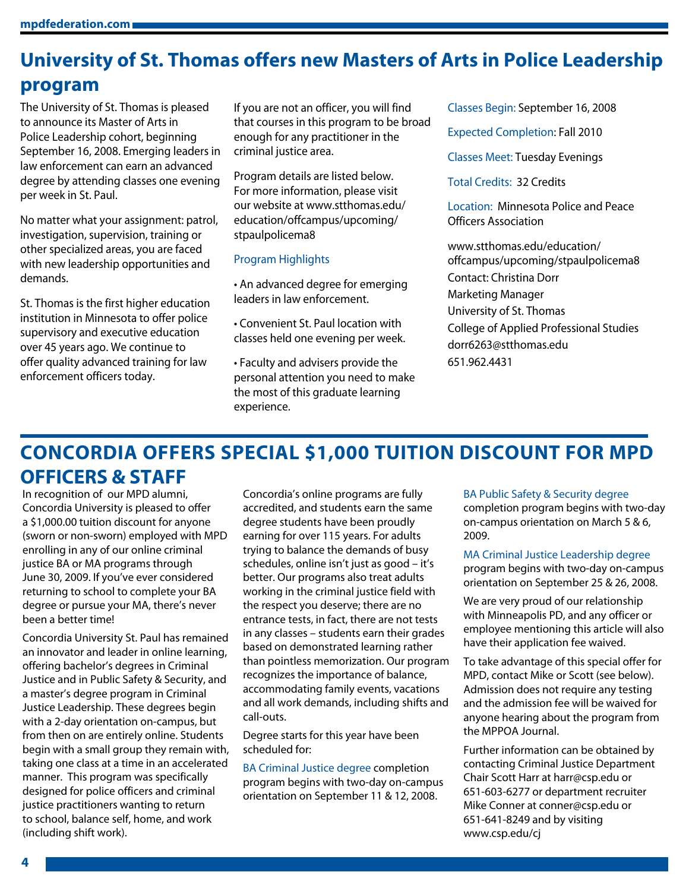## University of St. Thomas offers new Masters of Arts in Police Leadership program

The University of St. Thomas is pleased to announce its Master of Arts in Police Leadership cohort, beginning September 16, 2008. Emerging leaders in law enforcement can earn an advanced degree by attending classes one evening per week in St. Paul.

No matter what your assignment: patrol, investigation, supervision, training or other specialized areas, you are faced with new leadership opportunities and demands.

St. Thomas is the first higher education institution in Minnesota to offer police supervisory and executive education over 45 years ago. We continue to offer quality advanced training for law enforcement officers today.

If you are not an officer, you will find that courses in this program to be broad enough for any practitioner in the criminal justice area.

Program details are listed below. For more information, please visit our website at www.stthomas.edu/education/offcampus/upcoming/stpaulpolicema8

### Program Highlights

- An advanced degree for emerging leaders in law enforcement.
- Convenient St. Paul location with classes held one evening per week.
- Faculty and advisers provide the personal attention you need to make the most of this graduate learning experience.

Classes Begin: September 16, 2008

Expected Completion: Fall 2010

Classes Meet: Tuesday Evenings

Total Credits: 32 Credits

Location: Minnesota Police and Peace Officers Association

www.stthomas.edu/education/offcampus/upcoming/stpaulpolicema8
Contact: Christina Dorr
Marketing Manager
University of St. Thomas
College of Applied Professional Studies
dorr6263@stthomas.edu
651.962.4431

## CONCORDIA OFFERS SPECIAL $1,000 TUITION DISCOUNT FOR MPD OFFICERS & STAFF

In recognition of our MPD alumni, Concordia University is pleased to offer a $1,000.00 tuition discount for anyone (sworn or non-sworn) employed with MPD enrolling in any of our online criminal justice BA or MA programs through June 30, 2009. If you've ever considered returning to school to complete your BA degree or pursue your MA, there's never been a better time!

Concordia University St. Paul has remained an innovator and leader in online learning, offering bachelor's degrees in Criminal Justice and in Public Safety & Security, and a master's degree program in Criminal Justice Leadership. These degrees begin with a 2-day orientation on-campus, but from then on are entirely online. Students begin with a small group they remain with, taking one class at a time in an accelerated manner. This program was specifically designed for police officers and criminal justice practitioners wanting to return to school, balance self, home, and work (including shift work).

Concordia's online programs are fully accredited, and students earn the same degree students have been proudly earning for over 115 years. For adults trying to balance the demands of busy schedules, online isn't just as good – it's better. Our programs also treat adults working in the criminal justice field with the respect you deserve; there are no entrance tests, in fact, there are not tests in any classes – students earn their grades based on demonstrated learning rather than pointless memorization. Our program recognizes the importance of balance, accommodating family events, vacations and all work demands, including shifts and call-outs.

Degree starts for this year have been scheduled for:

BA Criminal Justice degree completion program begins with two-day on-campus orientation on September 11 & 12, 2008.

BA Public Safety & Security degree completion program begins with two-day on-campus orientation on March 5 & 6, 2009.

MA Criminal Justice Leadership degree program begins with two-day on-campus orientation on September 25 & 26, 2008.

We are very proud of our relationship with Minneapolis PD, and any officer or employee mentioning this article will also have their application fee waived.

To take advantage of this special offer for MPD, contact Mike or Scott (see below). Admission does not require any testing and the admission fee will be waived for anyone hearing about the program from the MPPOA Journal.

Further information can be obtained by contacting Criminal Justice Department Chair Scott Harr at harr@csp.edu or 651-603-6277 or department recruiter Mike Conner at conner@csp.edu or 651-641-8249 and by visiting www.csp.edu/cj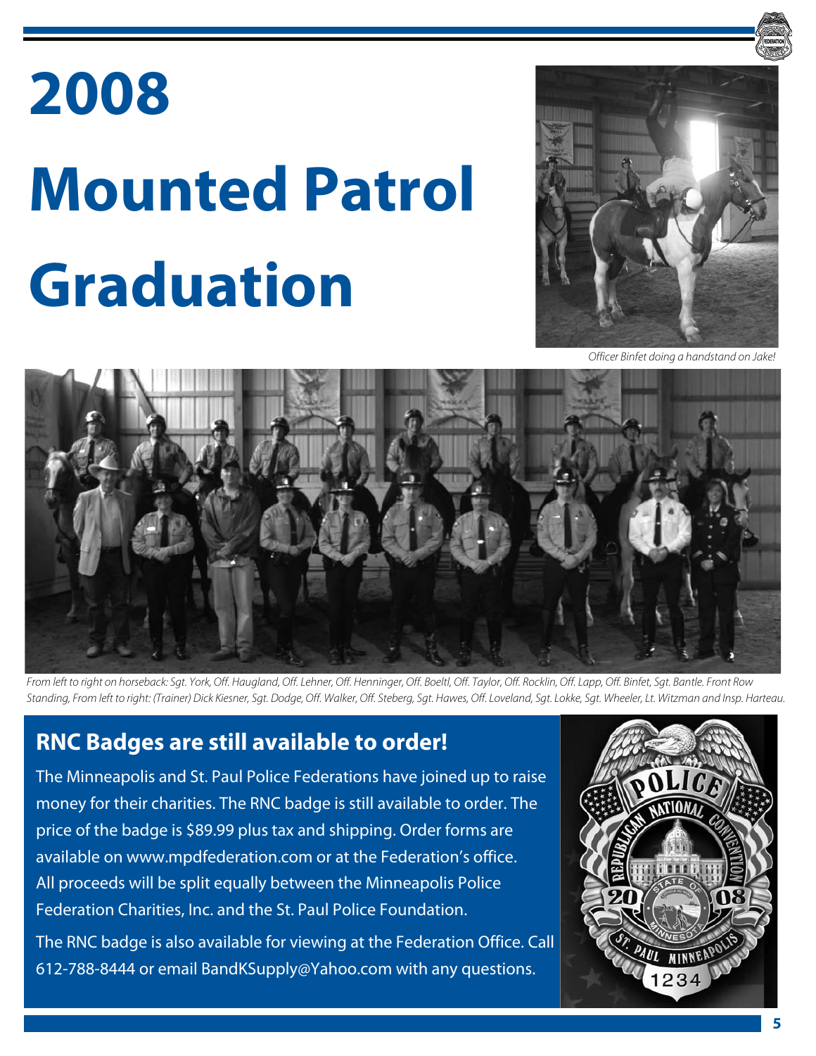# 2008 Mounted Patrol Graduation

*Officer Binfet doing a handstand on Jake!*

*From left to right on horseback: Sgt. York, Off. Haugland, Off. Lehner, Off. Henninger, Off. Boeltl, Off. Taylor, Off. Rocklin, Off. Lapp, Off. Binfet, Sgt. Bantle. Front Row Standing, From left to right: (Trainer) Dick Kiesner, Sgt. Dodge, Off. Walker, Off. Steberg, Sgt. Hawes, Off. Loveland, Sgt. Lokke, Sgt. Wheeler, Lt. Witzman and Insp. Harteau.*

## RNC Badges are still available to order!

The Minneapolis and St. Paul Police Federations have joined up to raise money for their charities. The RNC badge is still available to order. The price of the badge is $89.99 plus tax and shipping. Order forms are available on www.mpdfederation.com or at the Federation's office. All proceeds will be split equally between the Minneapolis Police Federation Charities, Inc. and the St. Paul Police Foundation.

The RNC badge is also available for viewing at the Federation Office. Call 612-788-8444 or email BandKSupply@Yahoo.com with any questions.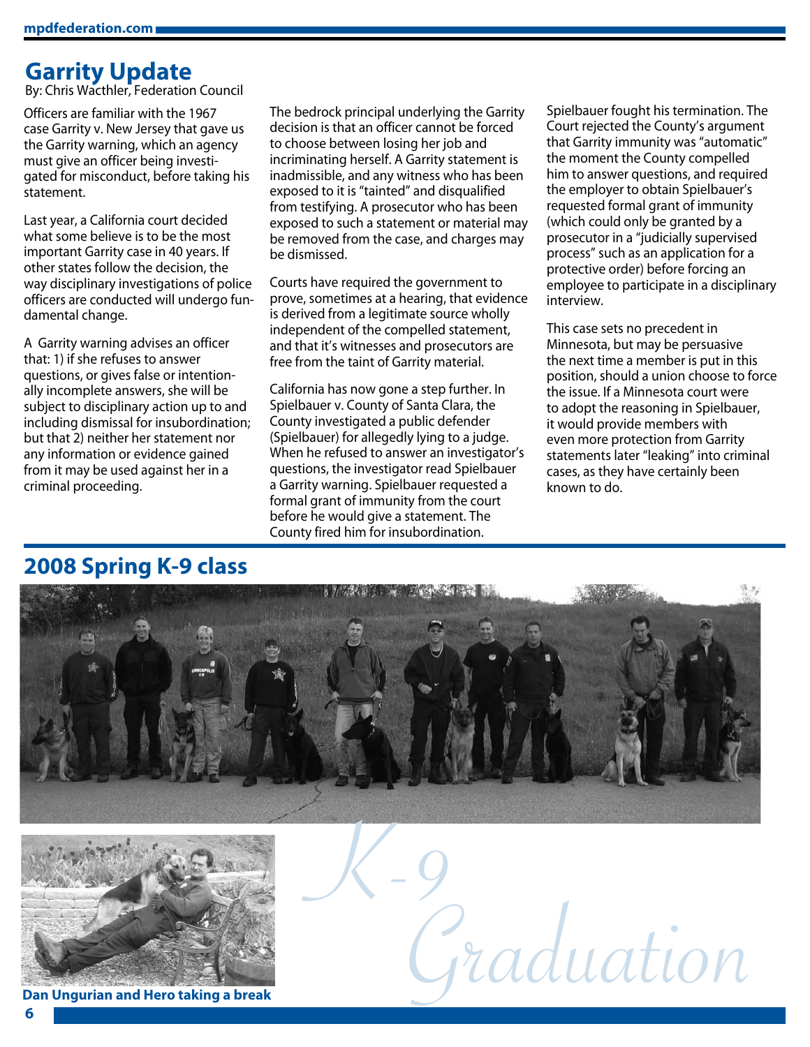# Garrity Update

By: Chris Wacthler, Federation Council

Officers are familiar with the 1967 case Garrity v. New Jersey that gave us the Garrity warning, which an agency must give an officer being investigated for misconduct, before taking his statement.

Last year, a California court decided what some believe is to be the most important Garrity case in 40 years. If other states follow the decision, the way disciplinary investigations of police officers are conducted will undergo fundamental change.

A Garrity warning advises an officer that: 1) if she refuses to answer questions, or gives false or intentionally incomplete answers, she will be subject to disciplinary action up to and including dismissal for insubordination; but that 2) neither her statement nor any information or evidence gained from it may be used against her in a criminal proceeding.

The bedrock principal underlying the Garrity decision is that an officer cannot be forced to choose between losing her job and incriminating herself. A Garrity statement is inadmissible, and any witness who has been exposed to it is "tainted" and disqualified from testifying. A prosecutor who has been exposed to such a statement or material may be removed from the case, and charges may be dismissed.

Courts have required the government to prove, sometimes at a hearing, that evidence is derived from a legitimate source wholly independent of the compelled statement, and that it's witnesses and prosecutors are free from the taint of Garrity material.

California has now gone a step further. In Spielbauer v. County of Santa Clara, the County investigated a public defender (Spielbauer) for allegedly lying to a judge. When he refused to answer an investigator's questions, the investigator read Spielbauer a Garrity warning. Spielbauer requested a formal grant of immunity from the court before he would give a statement. The County fired him for insubordination.

Spielbauer fought his termination. The Court rejected the County's argument that Garrity immunity was "automatic" the moment the County compelled him to answer questions, and required the employer to obtain Spielbauer's requested formal grant of immunity (which could only be granted by a prosecutor in a "judicially supervised process" such as an application for a protective order) before forcing an employee to participate in a disciplinary interview.

This case sets no precedent in Minnesota, but may be persuasive the next time a member is put in this position, should a union choose to force the issue. If a Minnesota court were to adopt the reasoning in Spielbauer, it would provide members with even more protection from Garrity statements later "leaking" into criminal cases, as they have certainly been known to do.

# 2008 Spring K-9 class

Dan Ungurian and Hero taking a break

K-9 Graduation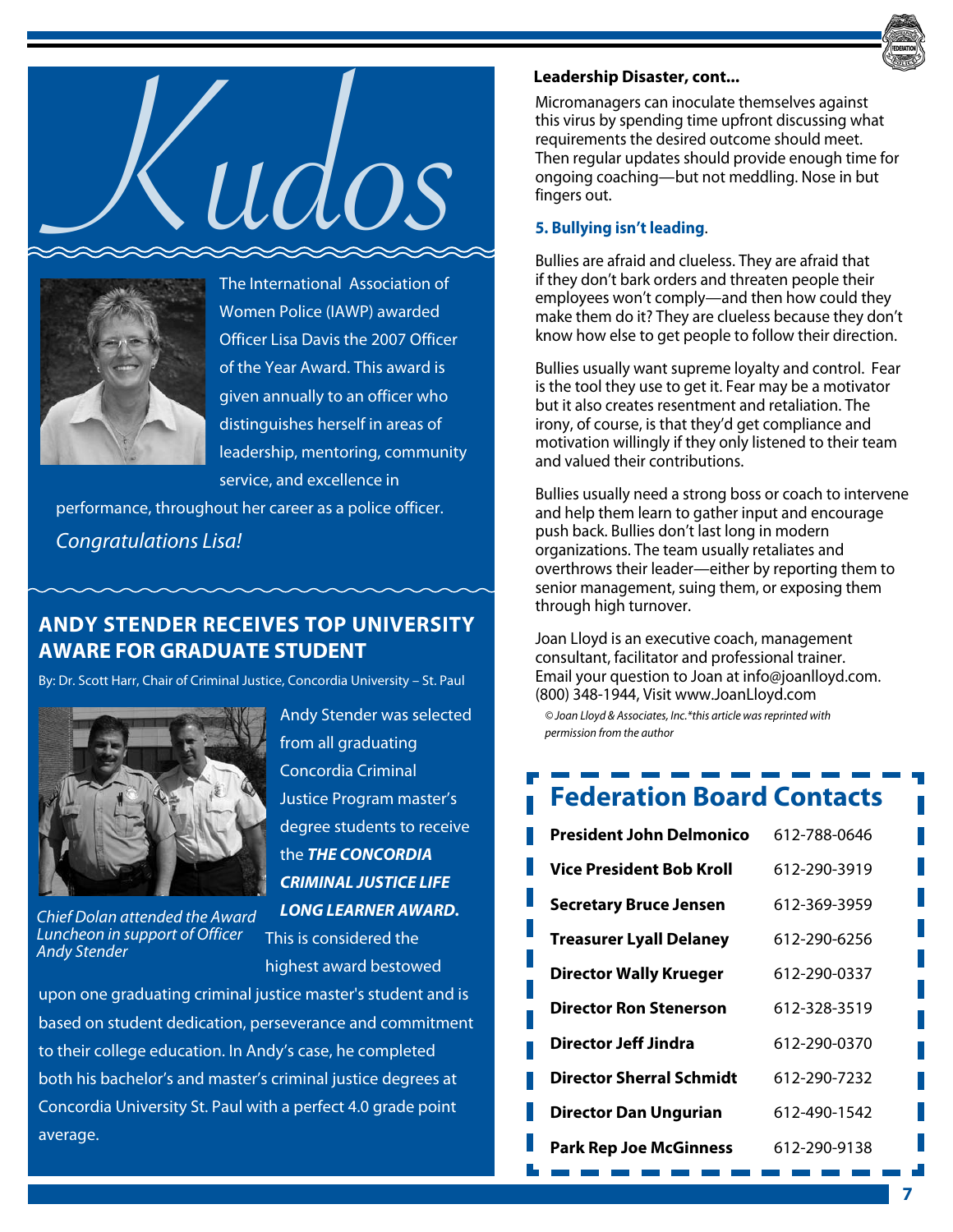# Kudos

The International Association of Women Police (IAWP) awarded Officer Lisa Davis the 2007 Officer of the Year Award. This award is given annually to an officer who distinguishes herself in areas of leadership, mentoring, community service, and excellence in performance, throughout her career as a police officer.

*Congratulations Lisa!*

## ANDY STENDER RECEIVES TOP UNIVERSITY AWARE FOR GRADUATE STUDENT

By: Dr. Scott Harr, Chair of Criminal Justice, Concordia University – St. Paul

*Chief Dolan attended the Award Luncheon in support of Officer Andy Stender*

Andy Stender was selected from all graduating Concordia Criminal Justice Program master's degree students to receive the ***THE CONCORDIA CRIMINAL JUSTICE LIFE LONG LEARNER AWARD.*** This is considered the highest award bestowed upon one graduating criminal justice master's student and is based on student dedication, perseverance and commitment to their college education. In Andy's case, he completed both his bachelor's and master's criminal justice degrees at Concordia University St. Paul with a perfect 4.0 grade point average.

**Leadership Disaster, cont...**

Micromanagers can inoculate themselves against this virus by spending time upfront discussing what requirements the desired outcome should meet. Then regular updates should provide enough time for ongoing coaching—but not meddling. Nose in but fingers out.

**5. Bullying isn't leading.**

Bullies are afraid and clueless. They are afraid that if they don't bark orders and threaten people their employees won't comply—and then how could they make them do it? They are clueless because they don't know how else to get people to follow their direction.

Bullies usually want supreme loyalty and control. Fear is the tool they use to get it. Fear may be a motivator but it also creates resentment and retaliation. The irony, of course, is that they'd get compliance and motivation willingly if they only listened to their team and valued their contributions.

Bullies usually need a strong boss or coach to intervene and help them learn to gather input and encourage push back. Bullies don't last long in modern organizations. The team usually retaliates and overthrows their leader—either by reporting them to senior management, suing them, or exposing them through high turnover.

Joan Lloyd is an executive coach, management consultant, facilitator and professional trainer. Email your question to Joan at info@joanlloyd.com. (800) 348-1944, Visit www.JoanLloyd.com

*© Joan Lloyd & Associates, Inc.\*this article was reprinted with permission from the author*

## Federation Board Contacts

| | |
|---|---|
| **President John Delmonico** | 612-788-0646 |
| **Vice President Bob Kroll** | 612-290-3919 |
| **Secretary Bruce Jensen** | 612-369-3959 |
| **Treasurer Lyall Delaney** | 612-290-6256 |
| **Director Wally Krueger** | 612-290-0337 |
| **Director Ron Stenerson** | 612-328-3519 |
| **Director Jeff Jindra** | 612-290-0370 |
| **Director Sherral Schmidt** | 612-290-7232 |
| **Director Dan Ungurian** | 612-490-1542 |
| **Park Rep Joe McGinness** | 612-290-9138 |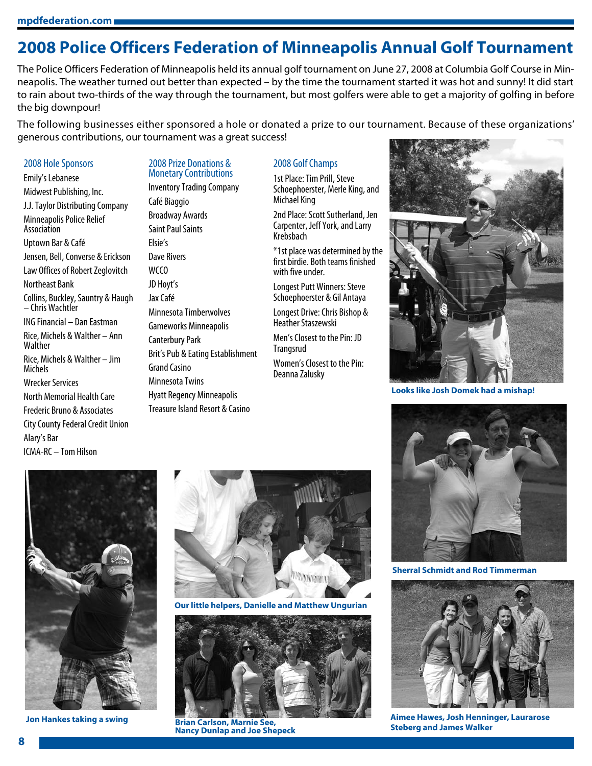# 2008 Police Officers Federation of Minneapolis Annual Golf Tournament

The Police Officers Federation of Minneapolis held its annual golf tournament on June 27, 2008 at Columbia Golf Course in Minneapolis. The weather turned out better than expected – by the time the tournament started it was hot and sunny! It did start to rain about two-thirds of the way through the tournament, but most golfers were able to get a majority of golfing in before the big downpour!

The following businesses either sponsored a hole or donated a prize to our tournament. Because of these organizations' generous contributions, our tournament was a great success!

## 2008 Hole Sponsors

Emily's Lebanese
Midwest Publishing, Inc.
J.J. Taylor Distributing Company
Minneapolis Police Relief Association
Uptown Bar & Café
Jensen, Bell, Converse & Erickson
Law Offices of Robert Zeglovitch
Northeast Bank
Collins, Buckley, Sauntry & Haugh – Chris Wachtler
ING Financial – Dan Eastman
Rice, Michels & Walther – Ann Walther
Rice, Michels & Walther – Jim Michels
Wrecker Services
North Memorial Health Care
Frederic Bruno & Associates
City County Federal Credit Union
Alary's Bar
ICMA-RC – Tom Hilson

## 2008 Prize Donations & Monetary Contributions

Inventory Trading Company
Café Biaggio
Broadway Awards
Saint Paul Saints
Elsie's
Dave Rivers
WCCO
JD Hoyt's
Jax Café
Minnesota Timberwolves
Gameworks Minneapolis
Canterbury Park
Brit's Pub & Eating Establishment
Grand Casino
Minnesota Twins
Hyatt Regency Minneapolis
Treasure Island Resort & Casino

## 2008 Golf Champs

1st Place: Tim Prill, Steve Schoephoerster, Merle King, and Michael King

2nd Place: Scott Sutherland, Jen Carpenter, Jeff York, and Larry Krebsbach

*1st place was determined by the first birdie. Both teams finished with five under.

Longest Putt Winners: Steve Schoephoerster & Gil Antaya

Longest Drive: Chris Bishop & Heather Staszewski

Men's Closest to the Pin: JD Trangsrud

Women's Closest to the Pin: Deanna Zalusky

**Looks like Josh Domek had a mishap!**

**Sherral Schmidt and Rod Timmerman**

**Jon Hankes taking a swing**

**Our little helpers, Danielle and Matthew Ungurian**

**Brian Carlson, Marnie See, Nancy Dunlap and Joe Shepeck**

**Aimee Hawes, Josh Henninger, Laurarose Steberg and James Walker**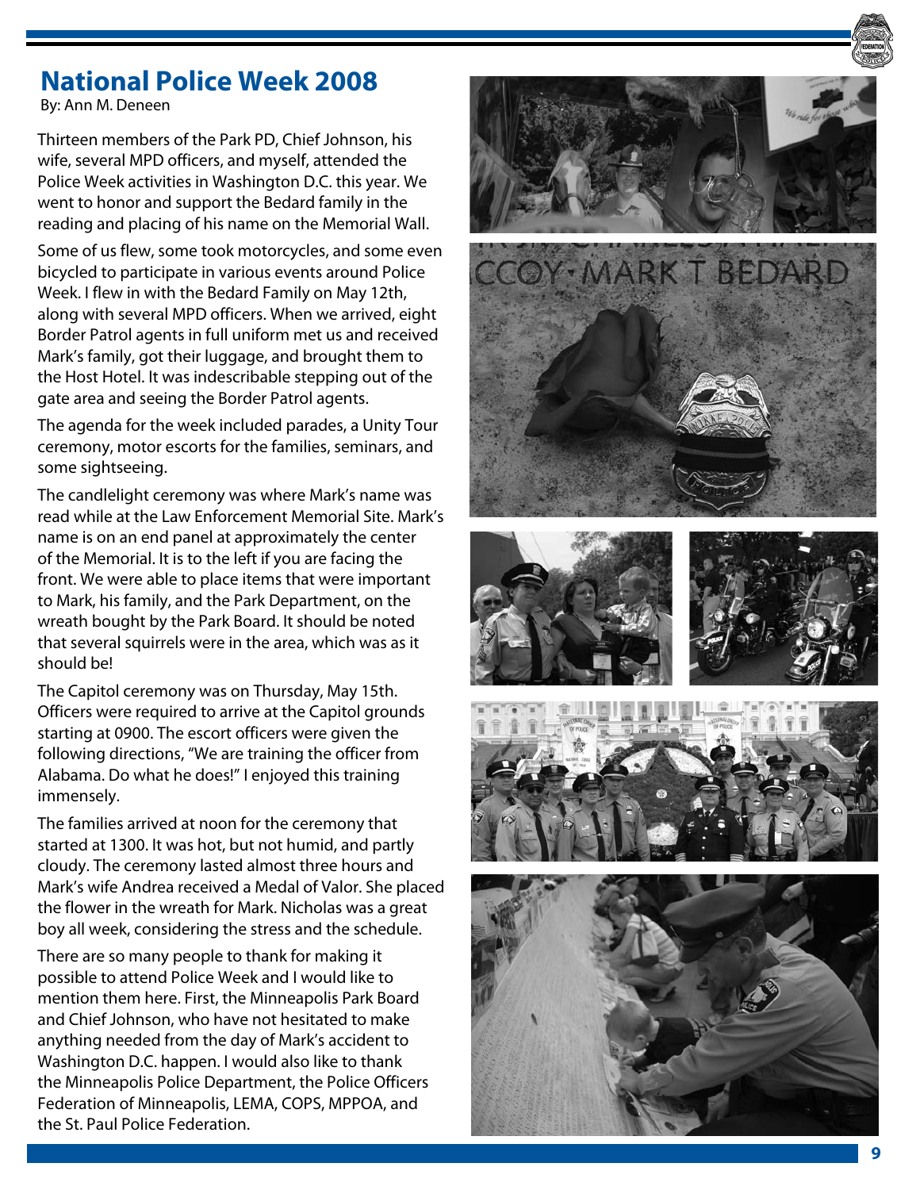# National Police Week 2008

By: Ann M. Deneen

Thirteen members of the Park PD, Chief Johnson, his wife, several MPD officers, and myself, attended the Police Week activities in Washington D.C. this year. We went to honor and support the Bedard family in the reading and placing of his name on the Memorial Wall.

Some of us flew, some took motorcycles, and some even bicycled to participate in various events around Police Week. I flew in with the Bedard Family on May 12th, along with several MPD officers. When we arrived, eight Border Patrol agents in full uniform met us and received Mark's family, got their luggage, and brought them to the Host Hotel. It was indescribable stepping out of the gate area and seeing the Border Patrol agents.

The agenda for the week included parades, a Unity Tour ceremony, motor escorts for the families, seminars, and some sightseeing.

The candlelight ceremony was where Mark's name was read while at the Law Enforcement Memorial Site. Mark's name is on an end panel at approximately the center of the Memorial. It is to the left if you are facing the front. We were able to place items that were important to Mark, his family, and the Park Department, on the wreath bought by the Park Board. It should be noted that several squirrels were in the area, which was as it should be!

The Capitol ceremony was on Thursday, May 15th. Officers were required to arrive at the Capitol grounds starting at 0900. The escort officers were given the following directions, "We are training the officer from Alabama. Do what he does!" I enjoyed this training immensely.

The families arrived at noon for the ceremony that started at 1300. It was hot, but not humid, and partly cloudy. The ceremony lasted almost three hours and Mark's wife Andrea received a Medal of Valor. She placed the flower in the wreath for Mark. Nicholas was a great boy all week, considering the stress and the schedule.

There are so many people to thank for making it possible to attend Police Week and I would like to mention them here. First, the Minneapolis Park Board and Chief Johnson, who have not hesitated to make anything needed from the day of Mark's accident to Washington D.C. happen. I would also like to thank the Minneapolis Police Department, the Police Officers Federation of Minneapolis, LEMA, COPS, MPPOA, and the St. Paul Police Federation.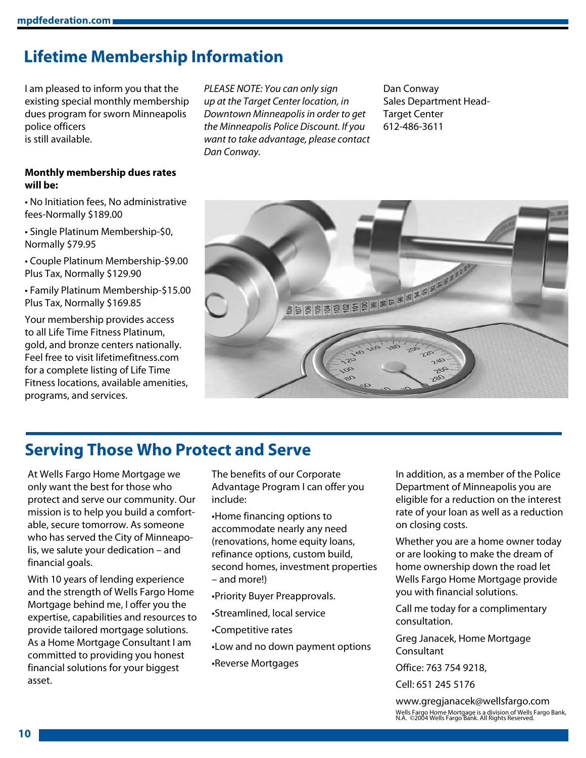## Lifetime Membership Information

I am pleased to inform you that the existing special monthly membership dues program for sworn Minneapolis police officers is still available.

**Monthly membership dues rates will be:**

- No Initiation fees, No administrative fees-Normally $189.00
- Single Platinum Membership-$0, Normally $79.95
- Couple Platinum Membership-$9.00 Plus Tax, Normally $129.90
- Family Platinum Membership-$15.00 Plus Tax, Normally $169.85

Your membership provides access to all Life Time Fitness Platinum, gold, and bronze centers nationally. Feel free to visit lifetimefitness.com for a complete listing of Life Time Fitness locations, available amenities, programs, and services.

*PLEASE NOTE: You can only sign up at the Target Center location, in Downtown Minneapolis in order to get the Minneapolis Police Discount. If you want to take advantage, please contact Dan Conway.*

Dan Conway
Sales Department Head-Target Center
612-486-3611

## Serving Those Who Protect and Serve

At Wells Fargo Home Mortgage we only want the best for those who protect and serve our community. Our mission is to help you build a comfortable, secure tomorrow. As someone who has served the City of Minneapolis, we salute your dedication – and financial goals.

With 10 years of lending experience and the strength of Wells Fargo Home Mortgage behind me, I offer you the expertise, capabilities and resources to provide tailored mortgage solutions. As a Home Mortgage Consultant I am committed to providing you honest financial solutions for your biggest asset.

The benefits of our Corporate Advantage Program I can offer you include:

- Home financing options to accommodate nearly any need (renovations, home equity loans, refinance options, custom build, second homes, investment properties – and more!)
- Priority Buyer Preapprovals.
- Streamlined, local service
- Competitive rates
- Low and no down payment options
- Reverse Mortgages

In addition, as a member of the Police Department of Minneapolis you are eligible for a reduction on the interest rate of your loan as well as a reduction on closing costs.

Whether you are a home owner today or are looking to make the dream of home ownership down the road let Wells Fargo Home Mortgage provide you with financial solutions.

Call me today for a complimentary consultation.

Greg Janacek, Home Mortgage Consultant

Office: 763 754 9218,

Cell: 651 245 5176

www.gregjanacek@wellsfargo.com

Wells Fargo Home Mortgage is a division of Wells Fargo Bank, N.A. ©2004 Wells Fargo Bank. All Rights Reserved.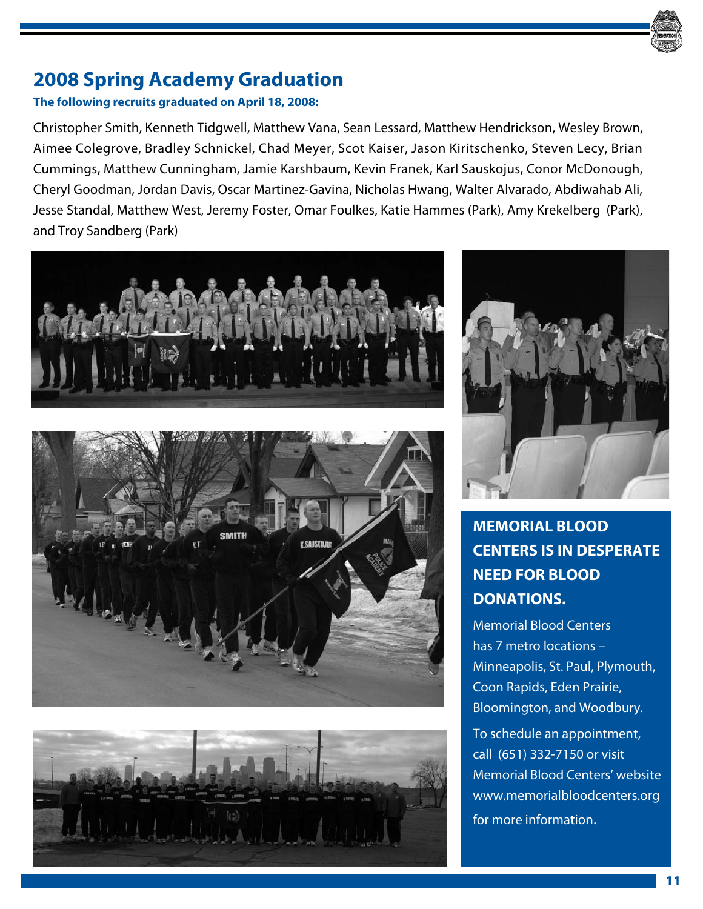## 2008 Spring Academy Graduation

**The following recruits graduated on April 18, 2008:**

Christopher Smith, Kenneth Tidgwell, Matthew Vana, Sean Lessard, Matthew Hendrickson, Wesley Brown, Aimee Colegrove, Bradley Schnickel, Chad Meyer, Scot Kaiser, Jason Kiritschenko, Steven Lecy, Brian Cummings, Matthew Cunningham, Jamie Karshbaum, Kevin Franek, Karl Sauskojus, Conor McDonough, Cheryl Goodman, Jordan Davis, Oscar Martinez-Gavina, Nicholas Hwang, Walter Alvarado, Abdiwahab Ali, Jesse Standal, Matthew West, Jeremy Foster, Omar Foulkes, Katie Hammes (Park), Amy Krekelberg (Park), and Troy Sandberg (Park)

### MEMORIAL BLOOD CENTERS IS IN DESPERATE NEED FOR BLOOD DONATIONS.

Memorial Blood Centers has 7 metro locations – Minneapolis, St. Paul, Plymouth, Coon Rapids, Eden Prairie, Bloomington, and Woodbury.

To schedule an appointment, call (651) 332-7150 or visit Memorial Blood Centers' website www.memorialbloodcenters.org for more information.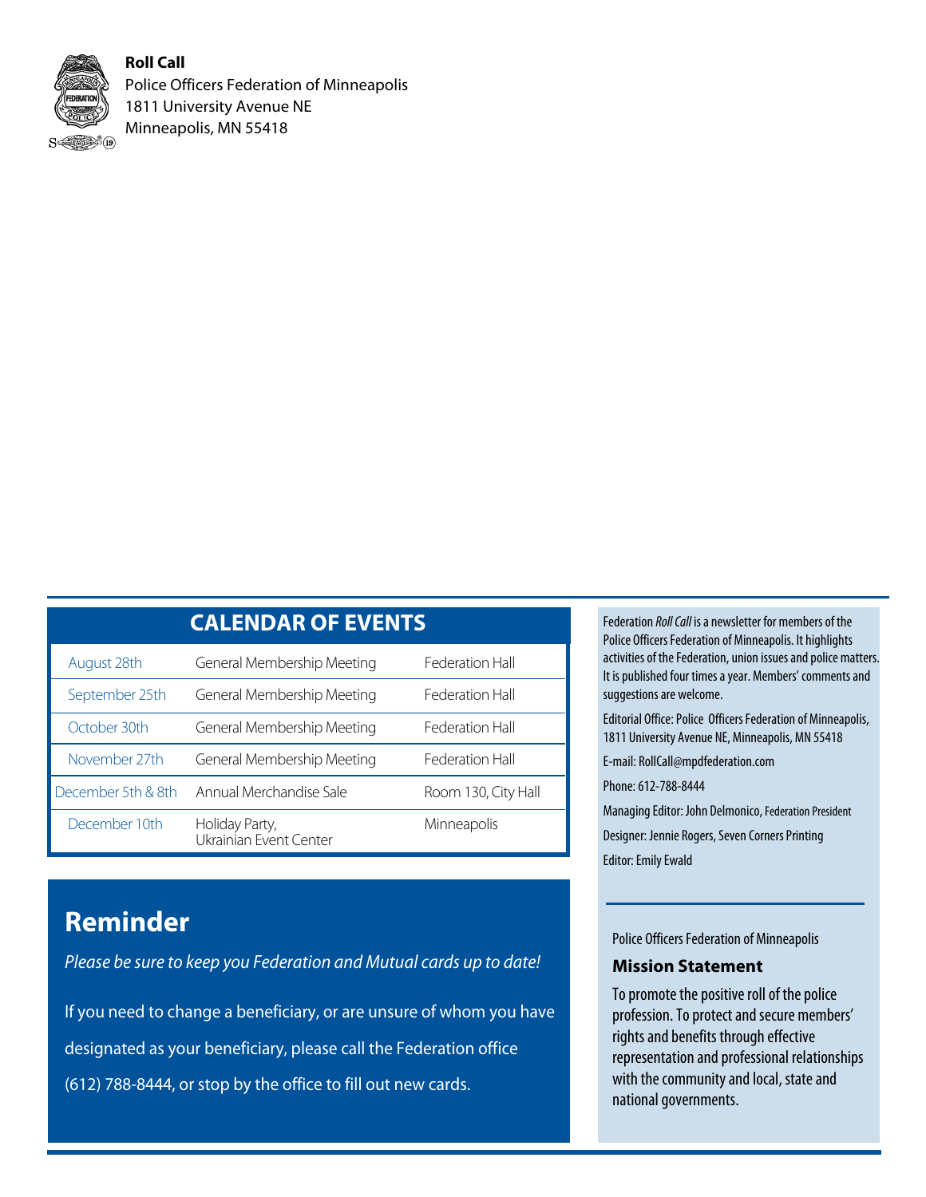**Roll Call**
Police Officers Federation of Minneapolis
1811 University Avenue NE
Minneapolis, MN 55418

## CALENDAR OF EVENTS

| | | |
|---|---|---|
| August 28th | General Membership Meeting | Federation Hall |
| September 25th | General Membership Meeting | Federation Hall |
| October 30th | General Membership Meeting | Federation Hall |
| November 27th | General Membership Meeting | Federation Hall |
| December 5th & 8th | Annual Merchandise Sale | Room 130, City Hall |
| December 10th | Holiday Party, Ukrainian Event Center | Minneapolis |

## Reminder

*Please be sure to keep you Federation and Mutual cards up to date!*

If you need to change a beneficiary, or are unsure of whom you have designated as your beneficiary, please call the Federation office (612) 788-8444, or stop by the office to fill out new cards.

Federation *Roll Call* is a newsletter for members of the Police Officers Federation of Minneapolis. It highlights activities of the Federation, union issues and police matters. It is published four times a year. Members' comments and suggestions are welcome.

Editorial Office: Police Officers Federation of Minneapolis, 1811 University Avenue NE, Minneapolis, MN 55418

E-mail: RollCall@mpdfederation.com

Phone: 612-788-8444

Managing Editor: John Delmonico, Federation President

Designer: Jennie Rogers, Seven Corners Printing

Editor: Emily Ewald

Police Officers Federation of Minneapolis

### Mission Statement

To promote the positive roll of the police profession. To protect and secure members' rights and benefits through effective representation and professional relationships with the community and local, state and national governments.